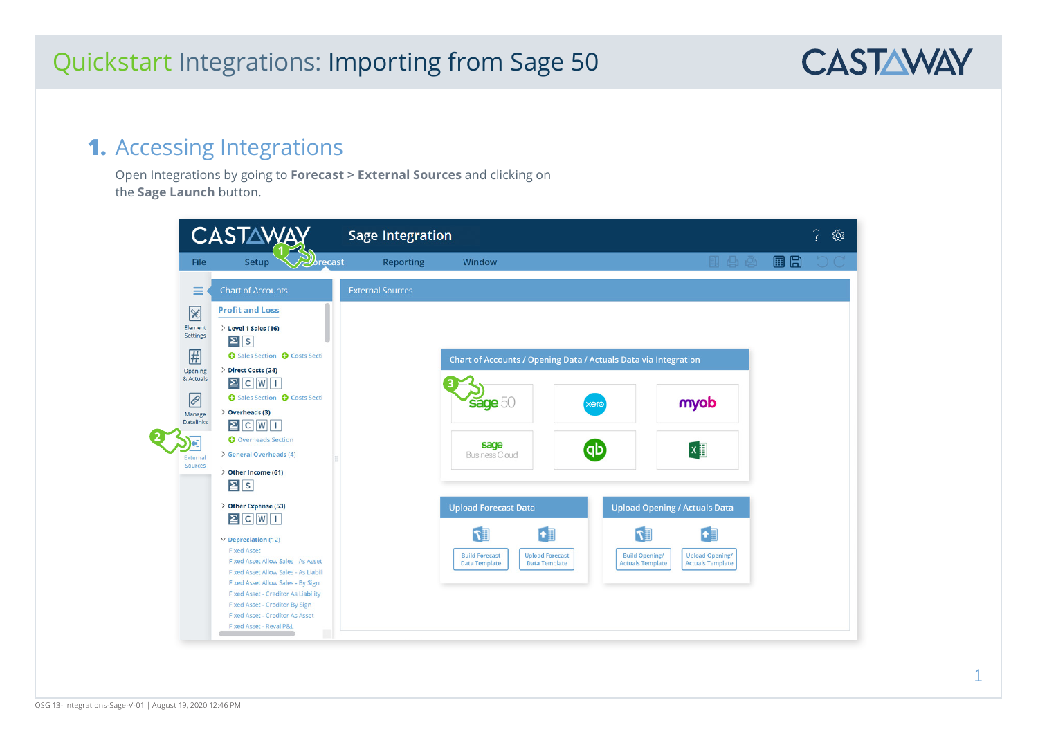# Quickstart Integrations: Importing from Sage 50

## 1. Accessing Integrations

Open Integrations by going to **Forecast > External Sources** and clicking on the **Sage Launch** button.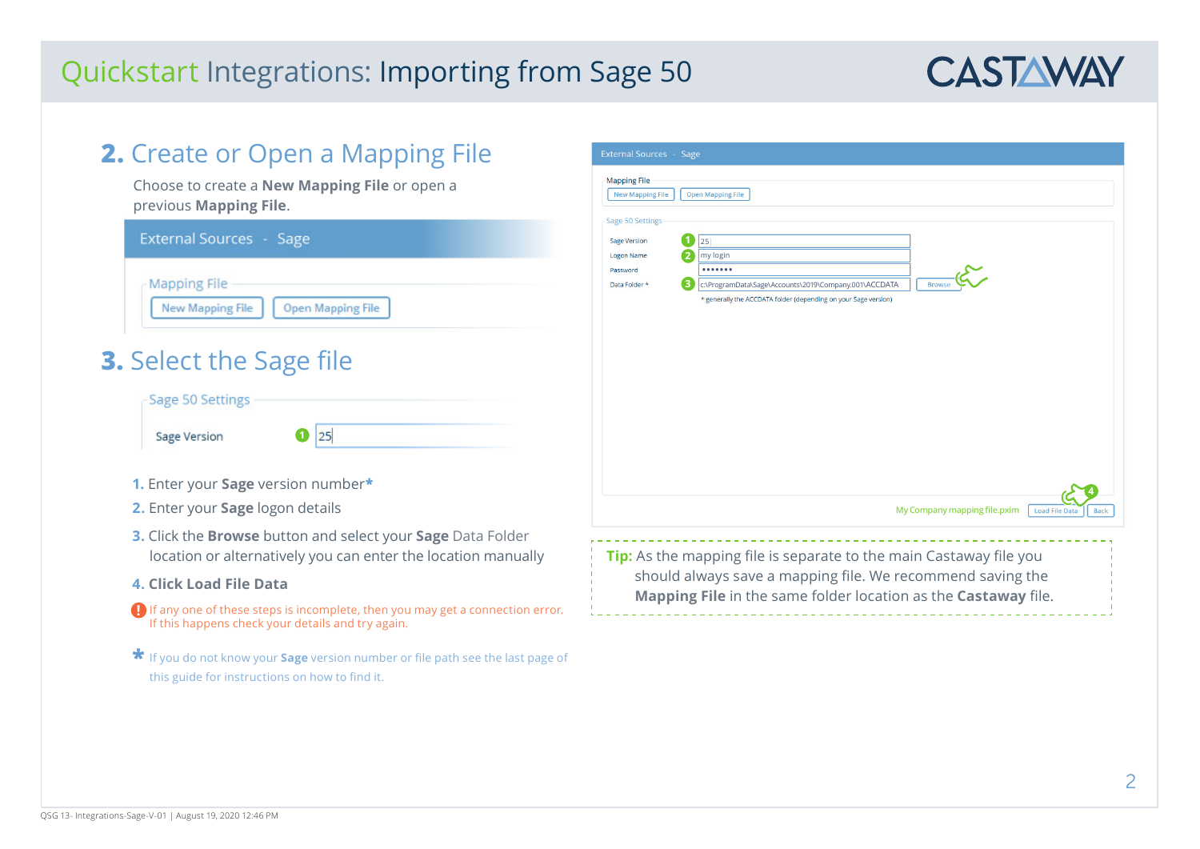# Quickstart Integrations: Importing from Sage 50

## 2. Create or Open a Mapping File

Choose to create a **New Mapping File** or open a previous **Mapping File**.

External Sources - Sage

Mapping File

New Mapping File | Open Mapping File

## 3. Select the Sage file

Sage 50 Settings

Sage Version 1 25

1. Enter your **Sage** version number*
2. Enter your **Sage** logon details
3. Click the **Browse** button and select your **Sage** Data Folder location or alternatively you can enter the location manually
4. **Click Load File Data**

! If any one of these steps is incomplete, then you may get a connection error. If this happens check your details and try again.

* If you do not know your **Sage** version number or file path see the last page of this guide for instructions on how to find it.

External Sources - Sage

Mapping File

New Mapping File | Open Mapping File

Sage 50 Settings

| | | |
|---|---|---|
| Sage Version | 1 | 25 |
| Logon Name | 2 | my login |
| Password | | ••••••• |
| Data Folder * | 3 | c:\ProgramData\Sage\Accounts\2019\Company.001\ACCDATA Browse |

* generally the ACCDATA folder (depending on your Sage version)

My Company mapping file.pxim | Load File Data (4) | Back

**Tip:** As the mapping file is separate to the main Castaway file you should always save a mapping file. We recommend saving the **Mapping File** in the same folder location as the **Castaway** file.

QSG 13- Integrations-Sage-V-01 | August 19, 2020 12:46 PM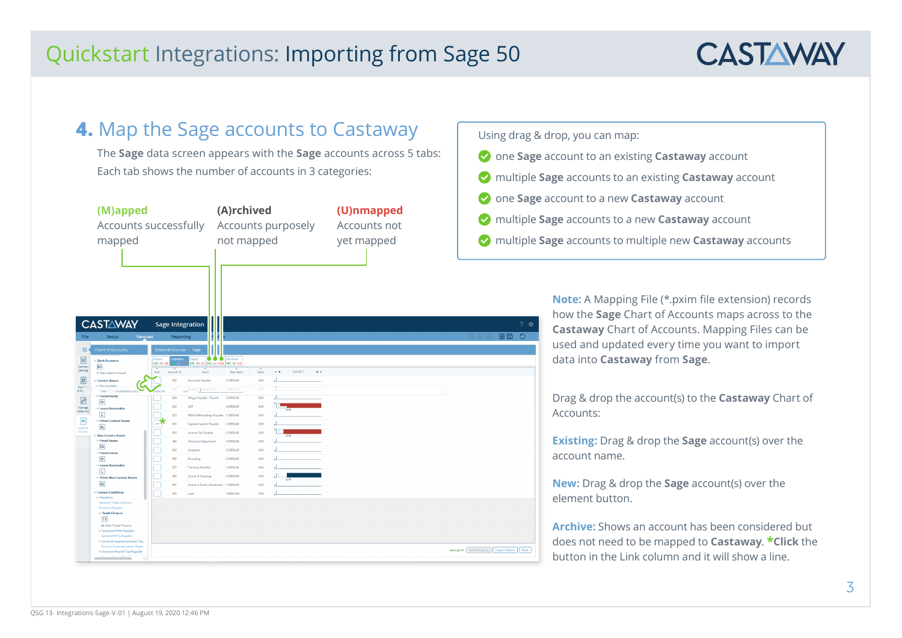# Quickstart Integrations: Importing from Sage 50

## 4. Map the Sage accounts to Castaway

The **Sage** data screen appears with the **Sage** accounts across 5 tabs: Each tab shows the number of accounts in 3 categories:

**(M)apped**
Accounts successfully mapped

**(A)rchived**
Accounts purposely not mapped

**(U)nmapped**
Accounts not yet mapped

Using drag & drop, you can map:

- one **Sage** account to an existing **Castaway** account
- multiple **Sage** accounts to an existing **Castaway** account
- one **Sage** account to a new **Castaway** account
- multiple **Sage** accounts to a new **Castaway** account
- multiple **Sage** accounts to multiple new **Castaway** accounts

**Note:** A Mapping File (*.pxim file extension) records how the **Sage** Chart of Accounts maps across to the **Castaway** Chart of Accounts. Mapping Files can be used and updated every time you want to import data into **Castaway** from **Sage**.

Drag & drop the account(s) to the **Castaway** Chart of Accounts:

**Existing:** Drag & drop the **Sage** account(s) over the account name.

**New:** Drag & drop the **Sage** account(s) over the element button.

**Archive:** Shows an account has been considered but does not need to be mapped to **Castaway**. ***Click** the button in the Link column and it will show a line.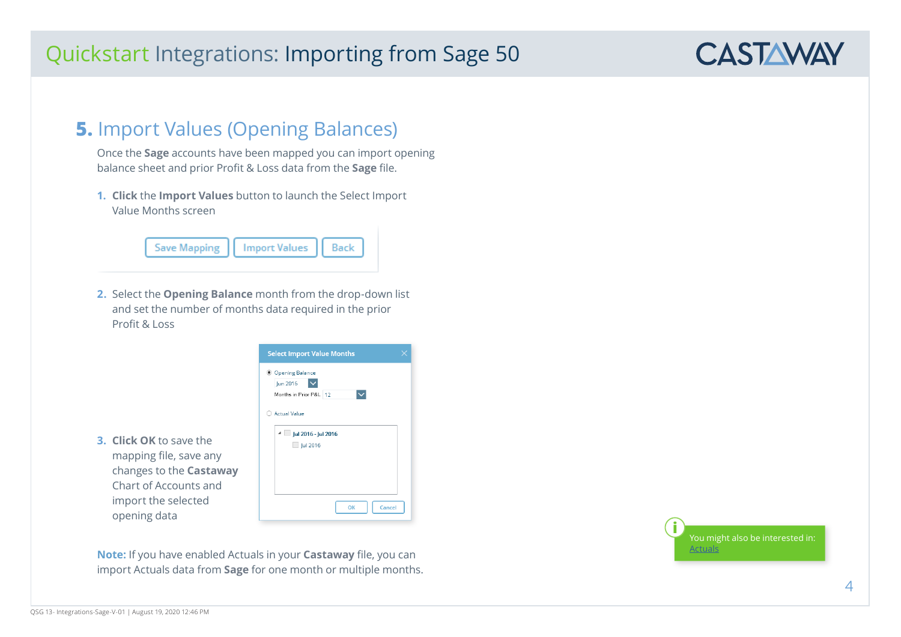## 5. Import Values (Opening Balances)

Once the **Sage** accounts have been mapped you can import opening balance sheet and prior Profit & Loss data from the **Sage** file.

1. **Click** the **Import Values** button to launch the Select Import Value Months screen

2. Select the **Opening Balance** month from the drop-down list and set the number of months data required in the prior Profit & Loss

3. **Click OK** to save the mapping file, save any changes to the **Castaway** Chart of Accounts and import the selected opening data

**Note:** If you have enabled Actuals in your **Castaway** file, you can import Actuals data from **Sage** for one month or multiple months.

You might also be interested in: Actuals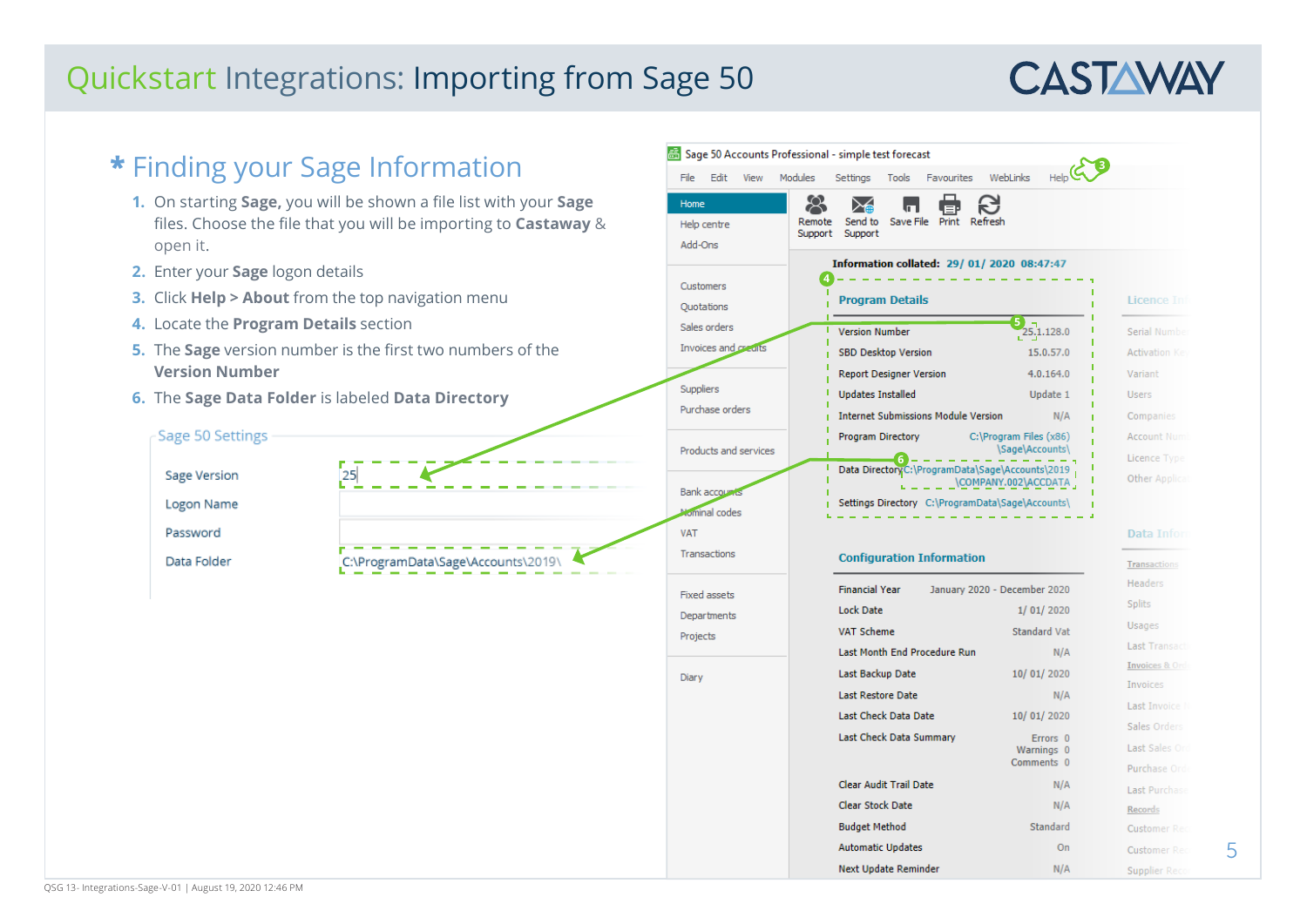# Quickstart Integrations: Importing from Sage 50

## * Finding your Sage Information

1. On starting **Sage,** you will be shown a file list with your **Sage** files. Choose the file that you will be importing to **Castaway** & open it.
2. Enter your **Sage** logon details
3. Click **Help > About** from the top navigation menu
4. Locate the **Program Details** section
5. The **Sage** version number is the first two numbers of the **Version Number**
6. The **Sage Data Folder** is labeled **Data Directory**

Sage 50 Settings

| | |
|---|---|
| Sage Version | 25 |
| Logon Name | |
| Password | |
| Data Folder | C:\ProgramData\Sage\Accounts\2019\ |

Sage 50 Accounts Professional - simple test forecast

File Edit View Modules Settings Tools Favourites WebLinks Help

Home
Help centre
Add-Ons

Customers
Quotations
Sales orders
Invoices and credits

Suppliers
Purchase orders

Products and services

Bank accounts
Nominal codes
VAT
Transactions

Fixed assets
Departments
Projects

Diary

Remote Support | Send to Support | Save File | Print | Refresh

**Information collated:** 29/ 01/ 2020 08:47:47

**Program Details**

| | |
|---|---|
| Version Number | 25.1.128.0 |
| SBD Desktop Version | 15.0.57.0 |
| Report Designer Version | 4.0.164.0 |
| Updates Installed | Update 1 |
| Internet Submissions Module Version | N/A |
| Program Directory | C:\Program Files (x86)\Sage\Accounts\ |
| Data Directory | C:\ProgramData\Sage\Accounts\2019\COMPANY.002\ACCDATA |
| Settings Directory | C:\ProgramData\Sage\Accounts\ |

**Configuration Information**

| | |
|---|---|
| Financial Year | January 2020 - December 2020 |
| Lock Date | 1/ 01/ 2020 |
| VAT Scheme | Standard Vat |
| Last Month End Procedure Run | N/A |
| Last Backup Date | 10/ 01/ 2020 |
| Last Restore Date | N/A |
| Last Check Data Date | 10/ 01/ 2020 |
| Last Check Data Summary | Errors 0<br>Warnings 0<br>Comments 0 |
| Clear Audit Trail Date | N/A |
| Clear Stock Date | N/A |
| Budget Method | Standard |
| Automatic Updates | On |
| Next Update Reminder | N/A |

Licence In...
Serial Numbe...
Activation Ke...
Variant
Users
Companies
Account Num...
Licence Type
Other Applic...

Data Infor...
Transactions
Headers
Splits
Usages
Last Transact...
Invoices & Or...
Invoices
Last Invoice...
Sales Orders
Last Sales Or...
Purchase Or...
Last Purchase...
Records
Customer Re...
Customer Re...
Supplier Rec...

QSG 13- Integrations-Sage-V-01 | August 19, 2020 12:46 PM